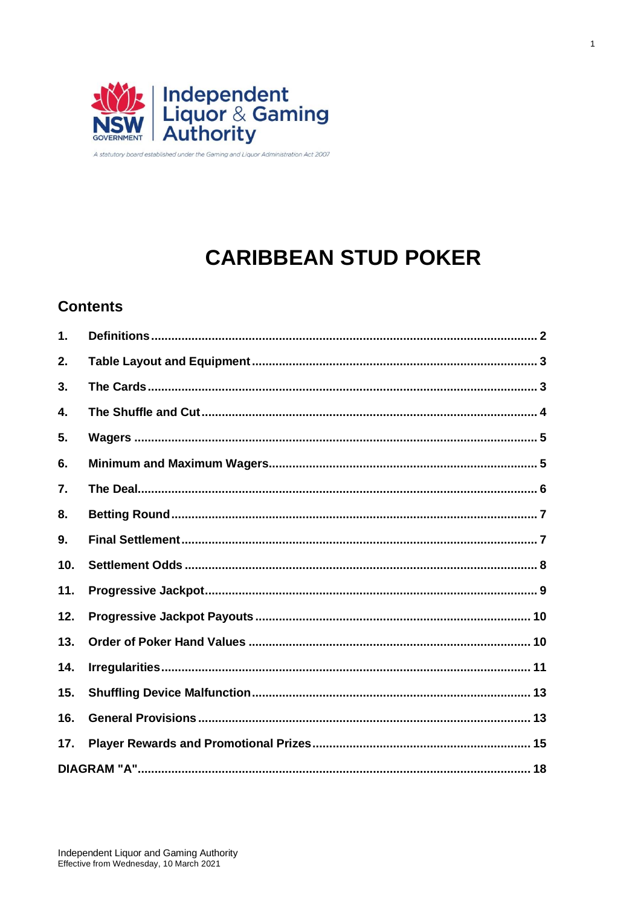NSW GOVERNMENT | Independent Liquor & Gaming Authority

*A statutory board established under the Gaming and Liquor Administration Act 2007*

# CARIBBEAN STUD POKER

## Contents

| | | |
|---|---|---|
| 1. | Definitions | 2 |
| 2. | Table Layout and Equipment | 3 |
| 3. | The Cards | 3 |
| 4. | The Shuffle and Cut | 4 |
| 5. | Wagers | 5 |
| 6. | Minimum and Maximum Wagers | 5 |
| 7. | The Deal | 6 |
| 8. | Betting Round | 7 |
| 9. | Final Settlement | 7 |
| 10. | Settlement Odds | 8 |
| 11. | Progressive Jackpot | 9 |
| 12. | Progressive Jackpot Payouts | 10 |
| 13. | Order of Poker Hand Values | 10 |
| 14. | Irregularities | 11 |
| 15. | Shuffling Device Malfunction | 13 |
| 16. | General Provisions | 13 |
| 17. | Player Rewards and Promotional Prizes | 15 |
| DIAGRAM "A" | | 18 |

Independent Liquor and Gaming Authority
Effective from Wednesday, 10 March 2021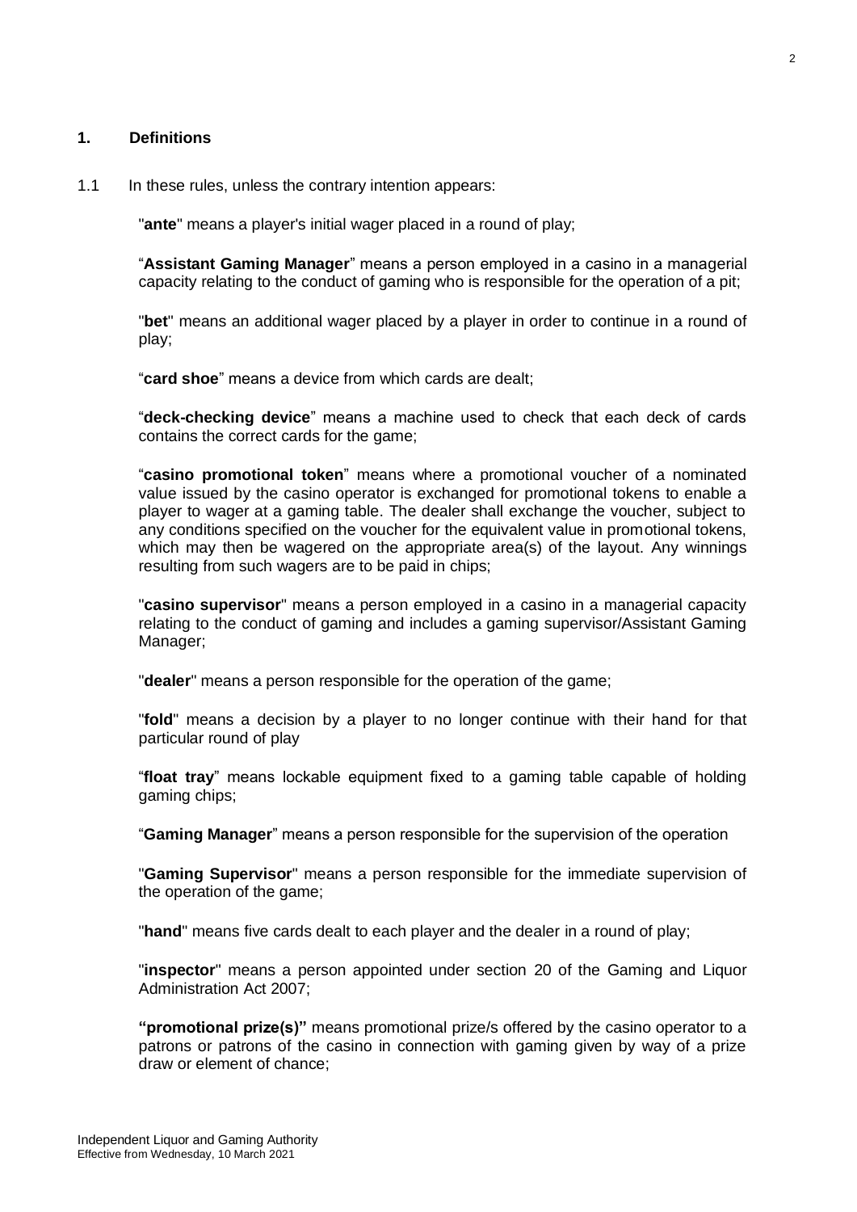## 1. Definitions

1.1 In these rules, unless the contrary intention appears:

"**ante**" means a player's initial wager placed in a round of play;

"**Assistant Gaming Manager**" means a person employed in a casino in a managerial capacity relating to the conduct of gaming who is responsible for the operation of a pit;

"**bet**" means an additional wager placed by a player in order to continue in a round of play;

"**card shoe**" means a device from which cards are dealt;

"**deck-checking device**" means a machine used to check that each deck of cards contains the correct cards for the game;

"**casino promotional token**" means where a promotional voucher of a nominated value issued by the casino operator is exchanged for promotional tokens to enable a player to wager at a gaming table. The dealer shall exchange the voucher, subject to any conditions specified on the voucher for the equivalent value in promotional tokens, which may then be wagered on the appropriate area(s) of the layout. Any winnings resulting from such wagers are to be paid in chips;

"**casino supervisor**" means a person employed in a casino in a managerial capacity relating to the conduct of gaming and includes a gaming supervisor/Assistant Gaming Manager;

"**dealer**" means a person responsible for the operation of the game;

"**fold**" means a decision by a player to no longer continue with their hand for that particular round of play

"**float tray**" means lockable equipment fixed to a gaming table capable of holding gaming chips;

"**Gaming Manager**" means a person responsible for the supervision of the operation

"**Gaming Supervisor**" means a person responsible for the immediate supervision of the operation of the game;

"**hand**" means five cards dealt to each player and the dealer in a round of play;

"**inspector**" means a person appointed under section 20 of the Gaming and Liquor Administration Act 2007;

**"promotional prize(s)"** means promotional prize/s offered by the casino operator to a patrons or patrons of the casino in connection with gaming given by way of a prize draw or element of chance;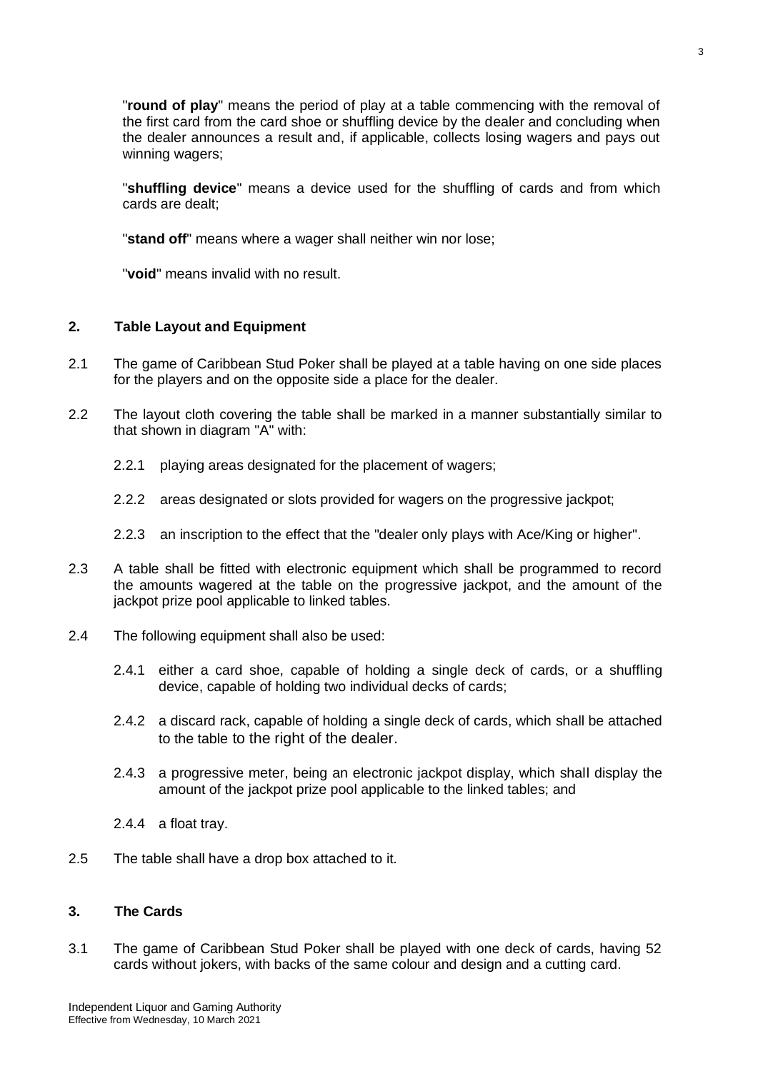"**round of play**" means the period of play at a table commencing with the removal of the first card from the card shoe or shuffling device by the dealer and concluding when the dealer announces a result and, if applicable, collects losing wagers and pays out winning wagers;

"**shuffling device**" means a device used for the shuffling of cards and from which cards are dealt;

"**stand off**" means where a wager shall neither win nor lose;

"**void**" means invalid with no result.

## 2. Table Layout and Equipment

2.1 The game of Caribbean Stud Poker shall be played at a table having on one side places for the players and on the opposite side a place for the dealer.

2.2 The layout cloth covering the table shall be marked in a manner substantially similar to that shown in diagram "A" with:

2.2.1 playing areas designated for the placement of wagers;

2.2.2 areas designated or slots provided for wagers on the progressive jackpot;

2.2.3 an inscription to the effect that the "dealer only plays with Ace/King or higher".

2.3 A table shall be fitted with electronic equipment which shall be programmed to record the amounts wagered at the table on the progressive jackpot, and the amount of the jackpot prize pool applicable to linked tables.

2.4 The following equipment shall also be used:

2.4.1 either a card shoe, capable of holding a single deck of cards, or a shuffling device, capable of holding two individual decks of cards;

2.4.2 a discard rack, capable of holding a single deck of cards, which shall be attached to the table to the right of the dealer.

2.4.3 a progressive meter, being an electronic jackpot display, which shall display the amount of the jackpot prize pool applicable to the linked tables; and

2.4.4 a float tray.

2.5 The table shall have a drop box attached to it.

## 3. The Cards

3.1 The game of Caribbean Stud Poker shall be played with one deck of cards, having 52 cards without jokers, with backs of the same colour and design and a cutting card.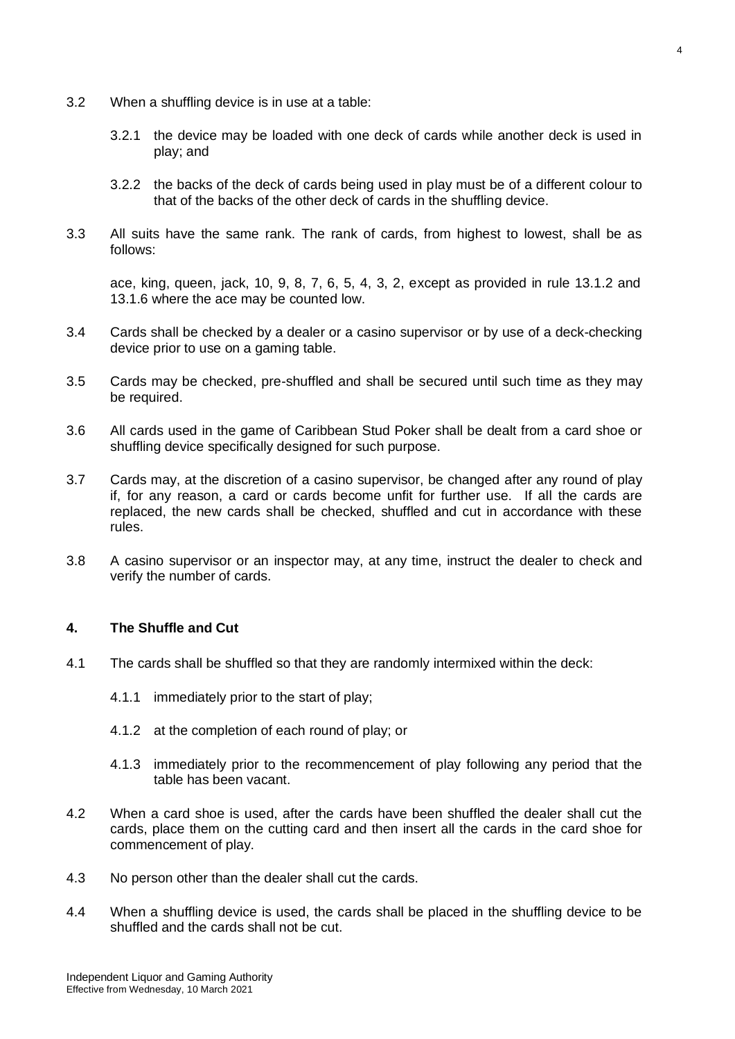3.2 When a shuffling device is in use at a table:

  3.2.1 the device may be loaded with one deck of cards while another deck is used in play; and

  3.2.2 the backs of the deck of cards being used in play must be of a different colour to that of the backs of the other deck of cards in the shuffling device.

3.3 All suits have the same rank. The rank of cards, from highest to lowest, shall be as follows:

ace, king, queen, jack, 10, 9, 8, 7, 6, 5, 4, 3, 2, except as provided in rule 13.1.2 and 13.1.6 where the ace may be counted low.

3.4 Cards shall be checked by a dealer or a casino supervisor or by use of a deck-checking device prior to use on a gaming table.

3.5 Cards may be checked, pre-shuffled and shall be secured until such time as they may be required.

3.6 All cards used in the game of Caribbean Stud Poker shall be dealt from a card shoe or shuffling device specifically designed for such purpose.

3.7 Cards may, at the discretion of a casino supervisor, be changed after any round of play if, for any reason, a card or cards become unfit for further use. If all the cards are replaced, the new cards shall be checked, shuffled and cut in accordance with these rules.

3.8 A casino supervisor or an inspector may, at any time, instruct the dealer to check and verify the number of cards.

## 4. The Shuffle and Cut

4.1 The cards shall be shuffled so that they are randomly intermixed within the deck:

  4.1.1 immediately prior to the start of play;

  4.1.2 at the completion of each round of play; or

  4.1.3 immediately prior to the recommencement of play following any period that the table has been vacant.

4.2 When a card shoe is used, after the cards have been shuffled the dealer shall cut the cards, place them on the cutting card and then insert all the cards in the card shoe for commencement of play.

4.3 No person other than the dealer shall cut the cards.

4.4 When a shuffling device is used, the cards shall be placed in the shuffling device to be shuffled and the cards shall not be cut.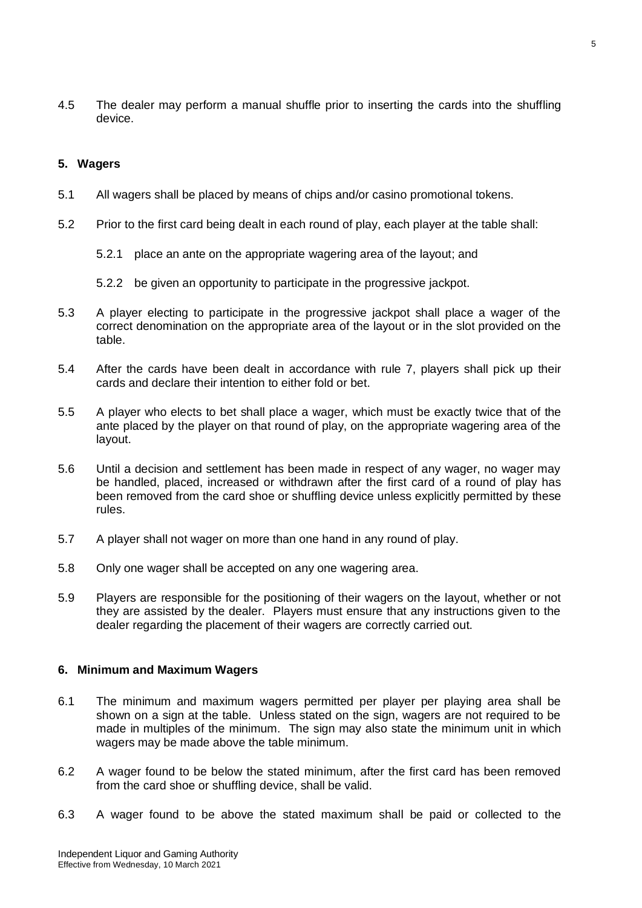4.5 The dealer may perform a manual shuffle prior to inserting the cards into the shuffling device.

## 5. Wagers

5.1 All wagers shall be placed by means of chips and/or casino promotional tokens.

5.2 Prior to the first card being dealt in each round of play, each player at the table shall:

5.2.1 place an ante on the appropriate wagering area of the layout; and

5.2.2 be given an opportunity to participate in the progressive jackpot.

5.3 A player electing to participate in the progressive jackpot shall place a wager of the correct denomination on the appropriate area of the layout or in the slot provided on the table.

5.4 After the cards have been dealt in accordance with rule 7, players shall pick up their cards and declare their intention to either fold or bet.

5.5 A player who elects to bet shall place a wager, which must be exactly twice that of the ante placed by the player on that round of play, on the appropriate wagering area of the layout.

5.6 Until a decision and settlement has been made in respect of any wager, no wager may be handled, placed, increased or withdrawn after the first card of a round of play has been removed from the card shoe or shuffling device unless explicitly permitted by these rules.

5.7 A player shall not wager on more than one hand in any round of play.

5.8 Only one wager shall be accepted on any one wagering area.

5.9 Players are responsible for the positioning of their wagers on the layout, whether or not they are assisted by the dealer. Players must ensure that any instructions given to the dealer regarding the placement of their wagers are correctly carried out.

## 6. Minimum and Maximum Wagers

6.1 The minimum and maximum wagers permitted per player per playing area shall be shown on a sign at the table. Unless stated on the sign, wagers are not required to be made in multiples of the minimum. The sign may also state the minimum unit in which wagers may be made above the table minimum.

6.2 A wager found to be below the stated minimum, after the first card has been removed from the card shoe or shuffling device, shall be valid.

6.3 A wager found to be above the stated maximum shall be paid or collected to the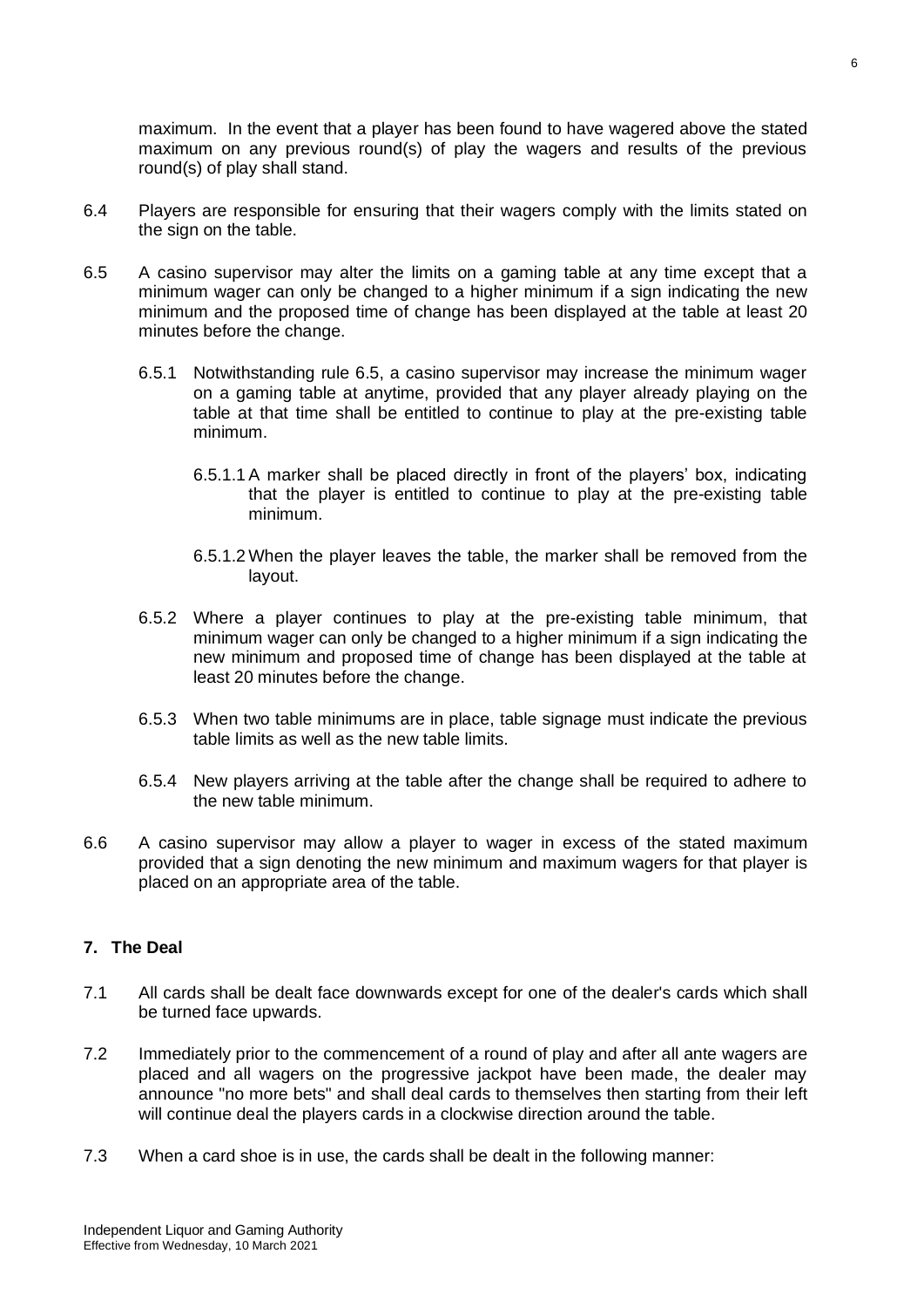maximum. In the event that a player has been found to have wagered above the stated maximum on any previous round(s) of play the wagers and results of the previous round(s) of play shall stand.

6.4 Players are responsible for ensuring that their wagers comply with the limits stated on the sign on the table.

6.5 A casino supervisor may alter the limits on a gaming table at any time except that a minimum wager can only be changed to a higher minimum if a sign indicating the new minimum and the proposed time of change has been displayed at the table at least 20 minutes before the change.

6.5.1 Notwithstanding rule 6.5, a casino supervisor may increase the minimum wager on a gaming table at anytime, provided that any player already playing on the table at that time shall be entitled to continue to play at the pre-existing table minimum.

6.5.1.1 A marker shall be placed directly in front of the players' box, indicating that the player is entitled to continue to play at the pre-existing table minimum.

6.5.1.2 When the player leaves the table, the marker shall be removed from the layout.

6.5.2 Where a player continues to play at the pre-existing table minimum, that minimum wager can only be changed to a higher minimum if a sign indicating the new minimum and proposed time of change has been displayed at the table at least 20 minutes before the change.

6.5.3 When two table minimums are in place, table signage must indicate the previous table limits as well as the new table limits.

6.5.4 New players arriving at the table after the change shall be required to adhere to the new table minimum.

6.6 A casino supervisor may allow a player to wager in excess of the stated maximum provided that a sign denoting the new minimum and maximum wagers for that player is placed on an appropriate area of the table.

## 7. The Deal

7.1 All cards shall be dealt face downwards except for one of the dealer's cards which shall be turned face upwards.

7.2 Immediately prior to the commencement of a round of play and after all ante wagers are placed and all wagers on the progressive jackpot have been made, the dealer may announce "no more bets" and shall deal cards to themselves then starting from their left will continue deal the players cards in a clockwise direction around the table.

7.3 When a card shoe is in use, the cards shall be dealt in the following manner: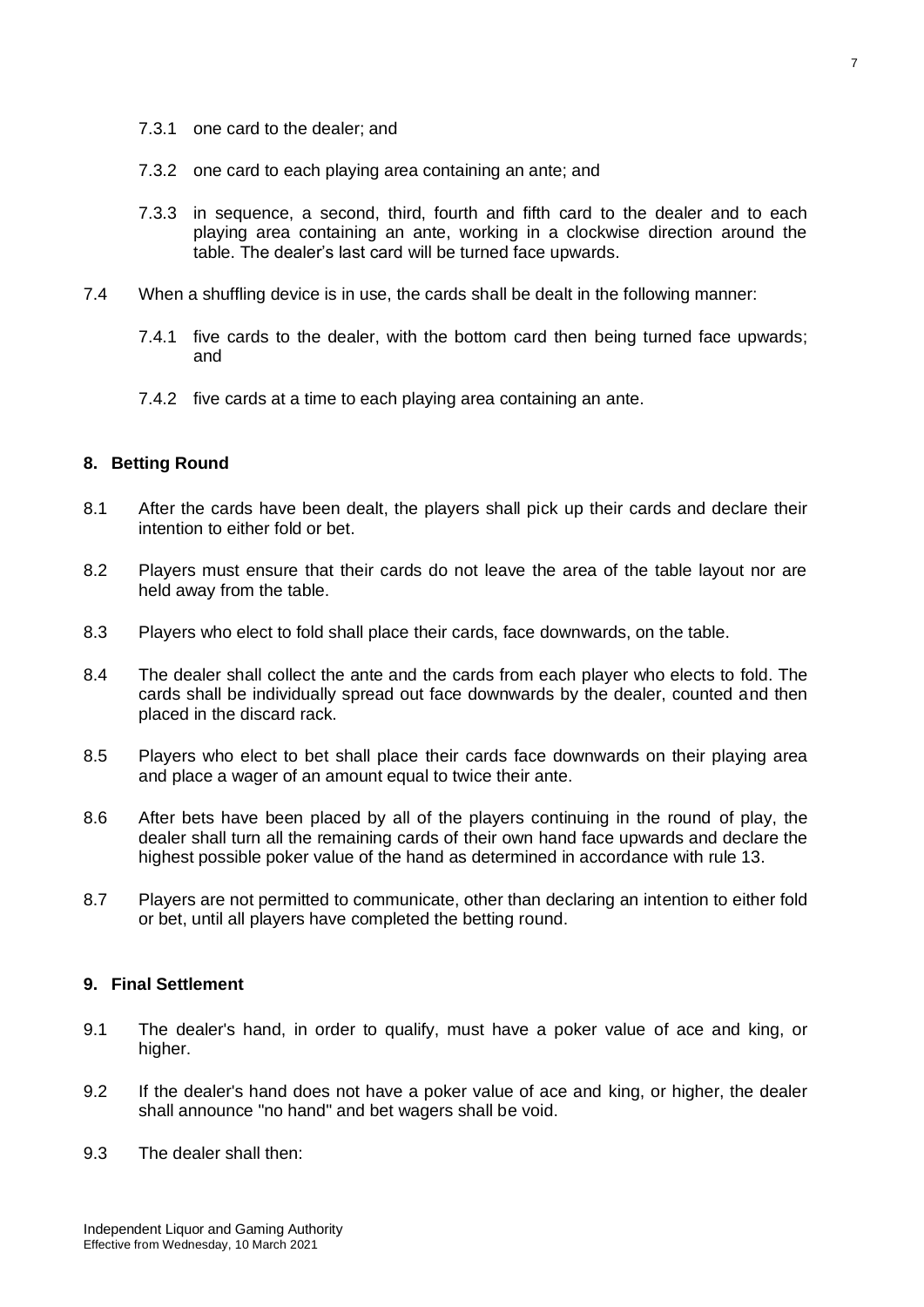7.3.1 one card to the dealer; and

7.3.2 one card to each playing area containing an ante; and

7.3.3 in sequence, a second, third, fourth and fifth card to the dealer and to each playing area containing an ante, working in a clockwise direction around the table. The dealer's last card will be turned face upwards.

7.4 When a shuffling device is in use, the cards shall be dealt in the following manner:

7.4.1 five cards to the dealer, with the bottom card then being turned face upwards; and

7.4.2 five cards at a time to each playing area containing an ante.

## 8. Betting Round

8.1 After the cards have been dealt, the players shall pick up their cards and declare their intention to either fold or bet.

8.2 Players must ensure that their cards do not leave the area of the table layout nor are held away from the table.

8.3 Players who elect to fold shall place their cards, face downwards, on the table.

8.4 The dealer shall collect the ante and the cards from each player who elects to fold. The cards shall be individually spread out face downwards by the dealer, counted and then placed in the discard rack.

8.5 Players who elect to bet shall place their cards face downwards on their playing area and place a wager of an amount equal to twice their ante.

8.6 After bets have been placed by all of the players continuing in the round of play, the dealer shall turn all the remaining cards of their own hand face upwards and declare the highest possible poker value of the hand as determined in accordance with rule 13.

8.7 Players are not permitted to communicate, other than declaring an intention to either fold or bet, until all players have completed the betting round.

## 9. Final Settlement

9.1 The dealer's hand, in order to qualify, must have a poker value of ace and king, or higher.

9.2 If the dealer's hand does not have a poker value of ace and king, or higher, the dealer shall announce "no hand" and bet wagers shall be void.

9.3 The dealer shall then: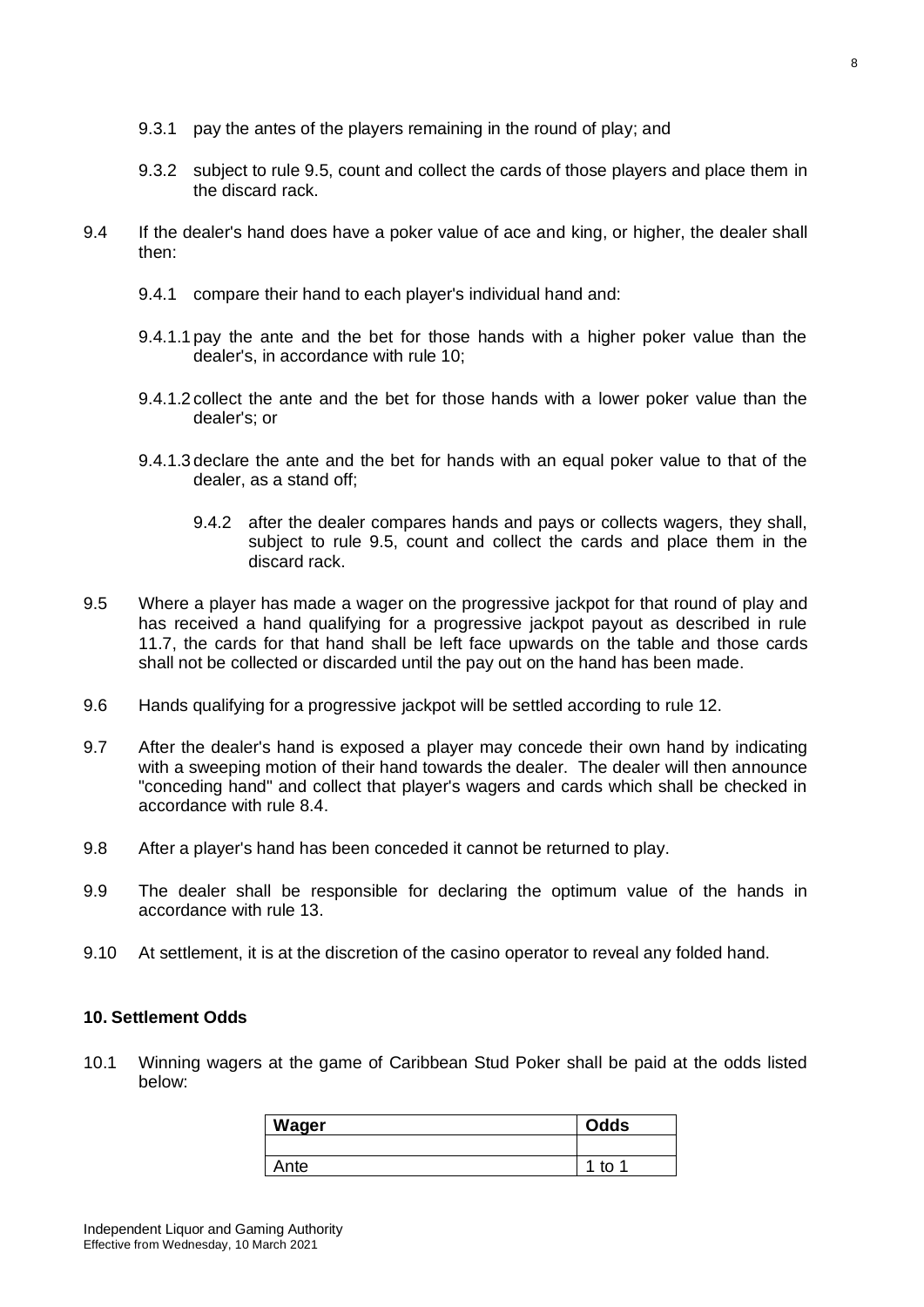9.3.1 pay the antes of the players remaining in the round of play; and

9.3.2 subject to rule 9.5, count and collect the cards of those players and place them in the discard rack.

9.4 If the dealer's hand does have a poker value of ace and king, or higher, the dealer shall then:

9.4.1 compare their hand to each player's individual hand and:

9.4.1.1 pay the ante and the bet for those hands with a higher poker value than the dealer's, in accordance with rule 10;

9.4.1.2 collect the ante and the bet for those hands with a lower poker value than the dealer's; or

9.4.1.3 declare the ante and the bet for hands with an equal poker value to that of the dealer, as a stand off;

9.4.2 after the dealer compares hands and pays or collects wagers, they shall, subject to rule 9.5, count and collect the cards and place them in the discard rack.

9.5 Where a player has made a wager on the progressive jackpot for that round of play and has received a hand qualifying for a progressive jackpot payout as described in rule 11.7, the cards for that hand shall be left face upwards on the table and those cards shall not be collected or discarded until the pay out on the hand has been made.

9.6 Hands qualifying for a progressive jackpot will be settled according to rule 12.

9.7 After the dealer's hand is exposed a player may concede their own hand by indicating with a sweeping motion of their hand towards the dealer. The dealer will then announce "conceding hand" and collect that player's wagers and cards which shall be checked in accordance with rule 8.4.

9.8 After a player's hand has been conceded it cannot be returned to play.

9.9 The dealer shall be responsible for declaring the optimum value of the hands in accordance with rule 13.

9.10 At settlement, it is at the discretion of the casino operator to reveal any folded hand.

## 10. Settlement Odds

10.1 Winning wagers at the game of Caribbean Stud Poker shall be paid at the odds listed below:

| Wager | Odds |
|---|---|
| | |
| Ante | 1 to 1 |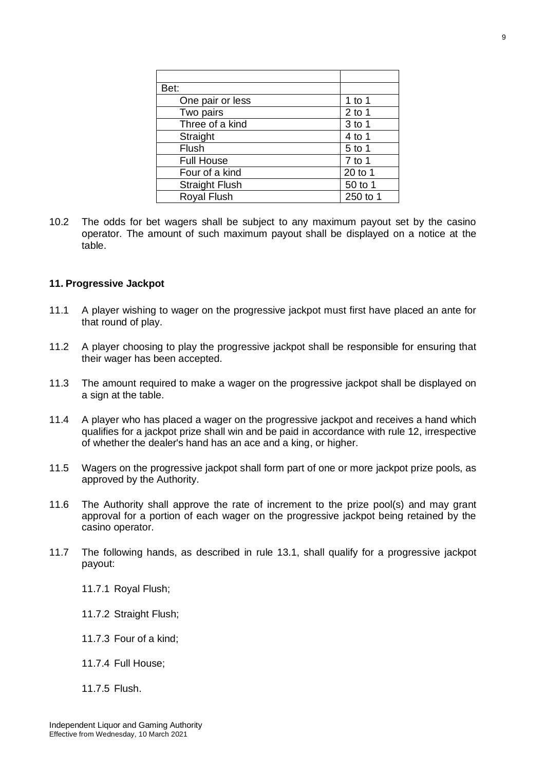| | |
|---|---|
| Bet: | |
| One pair or less | 1 to 1 |
| Two pairs | 2 to 1 |
| Three of a kind | 3 to 1 |
| Straight | 4 to 1 |
| Flush | 5 to 1 |
| Full House | 7 to 1 |
| Four of a kind | 20 to 1 |
| Straight Flush | 50 to 1 |
| Royal Flush | 250 to 1 |

10.2 The odds for bet wagers shall be subject to any maximum payout set by the casino operator. The amount of such maximum payout shall be displayed on a notice at the table.

## 11. Progressive Jackpot

11.1 A player wishing to wager on the progressive jackpot must first have placed an ante for that round of play.

11.2 A player choosing to play the progressive jackpot shall be responsible for ensuring that their wager has been accepted.

11.3 The amount required to make a wager on the progressive jackpot shall be displayed on a sign at the table.

11.4 A player who has placed a wager on the progressive jackpot and receives a hand which qualifies for a jackpot prize shall win and be paid in accordance with rule 12, irrespective of whether the dealer's hand has an ace and a king, or higher.

11.5 Wagers on the progressive jackpot shall form part of one or more jackpot prize pools, as approved by the Authority.

11.6 The Authority shall approve the rate of increment to the prize pool(s) and may grant approval for a portion of each wager on the progressive jackpot being retained by the casino operator.

11.7 The following hands, as described in rule 13.1, shall qualify for a progressive jackpot payout:

11.7.1 Royal Flush;

11.7.2 Straight Flush;

11.7.3 Four of a kind;

11.7.4 Full House;

11.7.5 Flush.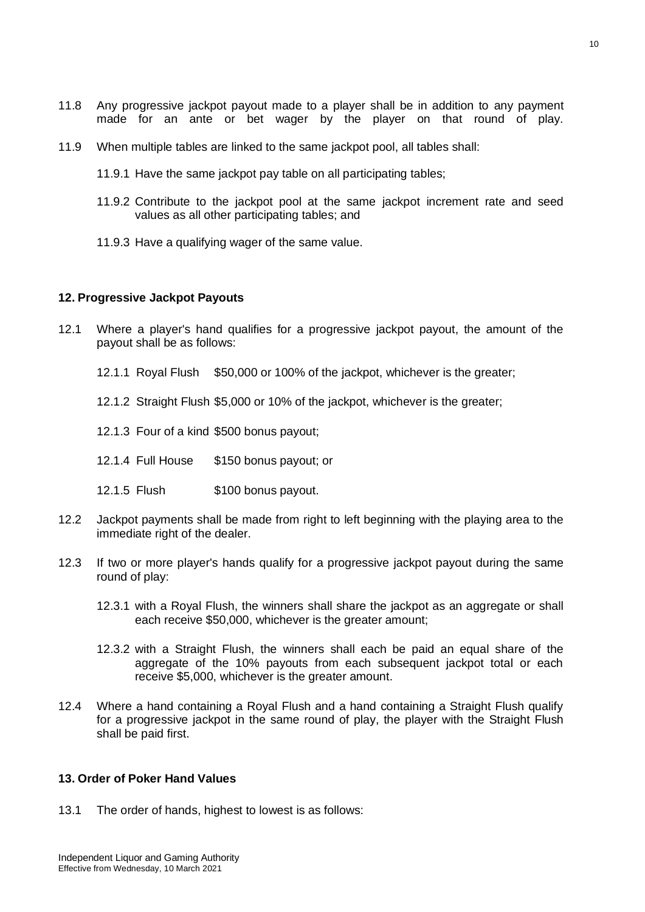11.8 Any progressive jackpot payout made to a player shall be in addition to any payment made for an ante or bet wager by the player on that round of play.

11.9 When multiple tables are linked to the same jackpot pool, all tables shall:

11.9.1 Have the same jackpot pay table on all participating tables;

11.9.2 Contribute to the jackpot pool at the same jackpot increment rate and seed values as all other participating tables; and

11.9.3 Have a qualifying wager of the same value.

**12. Progressive Jackpot Payouts**

12.1 Where a player's hand qualifies for a progressive jackpot payout, the amount of the payout shall be as follows:

12.1.1 Royal Flush $50,000 or 100% of the jackpot, whichever is the greater;

12.1.2 Straight Flush $5,000 or 10% of the jackpot, whichever is the greater;

12.1.3 Four of a kind $500 bonus payout;

12.1.4 Full House $150 bonus payout; or

12.1.5 Flush $100 bonus payout.

12.2 Jackpot payments shall be made from right to left beginning with the playing area to the immediate right of the dealer.

12.3 If two or more player's hands qualify for a progressive jackpot payout during the same round of play:

12.3.1 with a Royal Flush, the winners shall share the jackpot as an aggregate or shall each receive $50,000, whichever is the greater amount;

12.3.2 with a Straight Flush, the winners shall each be paid an equal share of the aggregate of the 10% payouts from each subsequent jackpot total or each receive $5,000, whichever is the greater amount.

12.4 Where a hand containing a Royal Flush and a hand containing a Straight Flush qualify for a progressive jackpot in the same round of play, the player with the Straight Flush shall be paid first.

**13. Order of Poker Hand Values**

13.1 The order of hands, highest to lowest is as follows: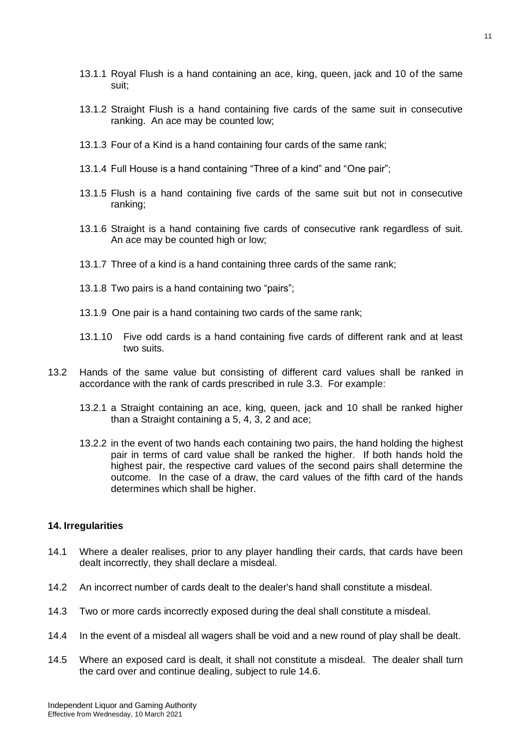13.1.1 Royal Flush is a hand containing an ace, king, queen, jack and 10 of the same suit;

13.1.2 Straight Flush is a hand containing five cards of the same suit in consecutive ranking. An ace may be counted low;

13.1.3 Four of a Kind is a hand containing four cards of the same rank;

13.1.4 Full House is a hand containing "Three of a kind" and "One pair";

13.1.5 Flush is a hand containing five cards of the same suit but not in consecutive ranking;

13.1.6 Straight is a hand containing five cards of consecutive rank regardless of suit. An ace may be counted high or low;

13.1.7 Three of a kind is a hand containing three cards of the same rank;

13.1.8 Two pairs is a hand containing two "pairs";

13.1.9 One pair is a hand containing two cards of the same rank;

13.1.10 Five odd cards is a hand containing five cards of different rank and at least two suits.

13.2 Hands of the same value but consisting of different card values shall be ranked in accordance with the rank of cards prescribed in rule 3.3. For example:

13.2.1 a Straight containing an ace, king, queen, jack and 10 shall be ranked higher than a Straight containing a 5, 4, 3, 2 and ace;

13.2.2 in the event of two hands each containing two pairs, the hand holding the highest pair in terms of card value shall be ranked the higher. If both hands hold the highest pair, the respective card values of the second pairs shall determine the outcome. In the case of a draw, the card values of the fifth card of the hands determines which shall be higher.

#### 14. Irregularities

14.1 Where a dealer realises, prior to any player handling their cards, that cards have been dealt incorrectly, they shall declare a misdeal.

14.2 An incorrect number of cards dealt to the dealer's hand shall constitute a misdeal.

14.3 Two or more cards incorrectly exposed during the deal shall constitute a misdeal.

14.4 In the event of a misdeal all wagers shall be void and a new round of play shall be dealt.

14.5 Where an exposed card is dealt, it shall not constitute a misdeal. The dealer shall turn the card over and continue dealing, subject to rule 14.6.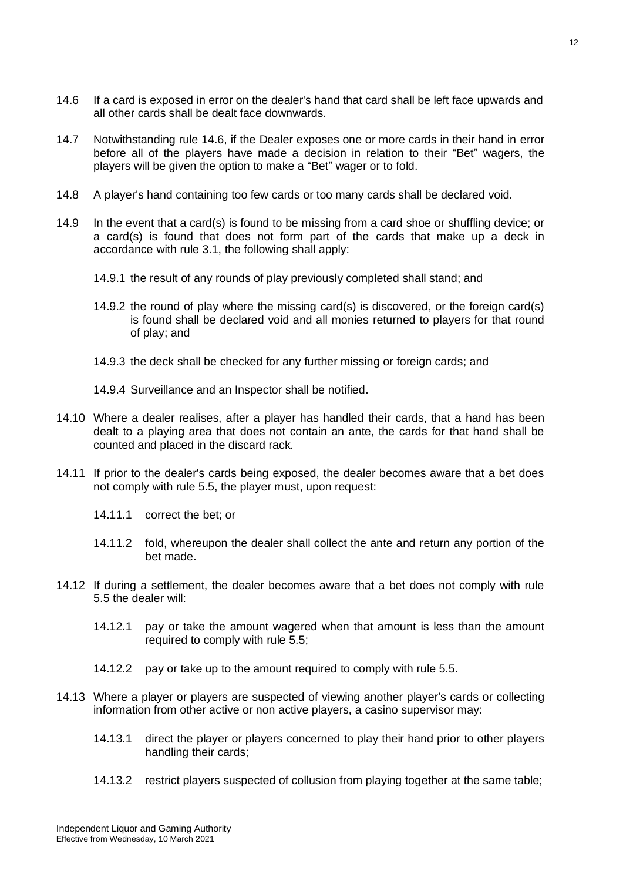14.6 If a card is exposed in error on the dealer's hand that card shall be left face upwards and all other cards shall be dealt face downwards.

14.7 Notwithstanding rule 14.6, if the Dealer exposes one or more cards in their hand in error before all of the players have made a decision in relation to their "Bet" wagers, the players will be given the option to make a "Bet" wager or to fold.

14.8 A player's hand containing too few cards or too many cards shall be declared void.

14.9 In the event that a card(s) is found to be missing from a card shoe or shuffling device; or a card(s) is found that does not form part of the cards that make up a deck in accordance with rule 3.1, the following shall apply:

14.9.1 the result of any rounds of play previously completed shall stand; and

14.9.2 the round of play where the missing card(s) is discovered, or the foreign card(s) is found shall be declared void and all monies returned to players for that round of play; and

14.9.3 the deck shall be checked for any further missing or foreign cards; and

14.9.4 Surveillance and an Inspector shall be notified.

14.10 Where a dealer realises, after a player has handled their cards, that a hand has been dealt to a playing area that does not contain an ante, the cards for that hand shall be counted and placed in the discard rack.

14.11 If prior to the dealer's cards being exposed, the dealer becomes aware that a bet does not comply with rule 5.5, the player must, upon request:

14.11.1 correct the bet; or

14.11.2 fold, whereupon the dealer shall collect the ante and return any portion of the bet made.

14.12 If during a settlement, the dealer becomes aware that a bet does not comply with rule 5.5 the dealer will:

14.12.1 pay or take the amount wagered when that amount is less than the amount required to comply with rule 5.5;

14.12.2 pay or take up to the amount required to comply with rule 5.5.

14.13 Where a player or players are suspected of viewing another player's cards or collecting information from other active or non active players, a casino supervisor may:

14.13.1 direct the player or players concerned to play their hand prior to other players handling their cards;

14.13.2 restrict players suspected of collusion from playing together at the same table;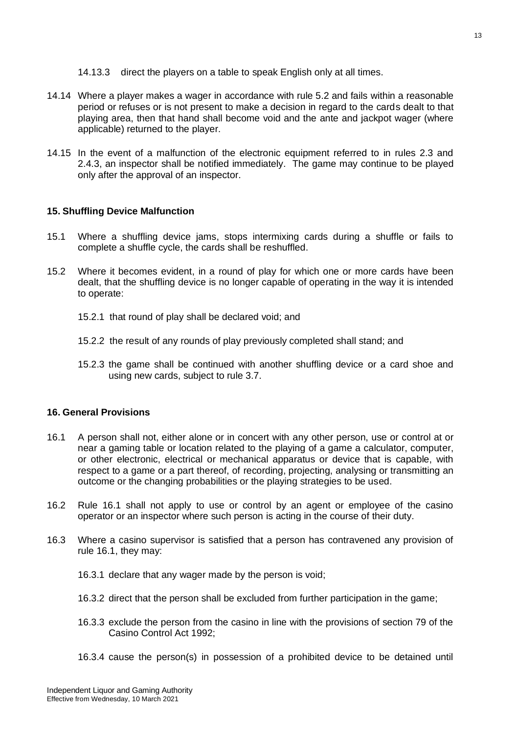14.13.3 direct the players on a table to speak English only at all times.

14.14 Where a player makes a wager in accordance with rule 5.2 and fails within a reasonable period or refuses or is not present to make a decision in regard to the cards dealt to that playing area, then that hand shall become void and the ante and jackpot wager (where applicable) returned to the player.

14.15 In the event of a malfunction of the electronic equipment referred to in rules 2.3 and 2.4.3, an inspector shall be notified immediately. The game may continue to be played only after the approval of an inspector.

**15. Shuffling Device Malfunction**

15.1 Where a shuffling device jams, stops intermixing cards during a shuffle or fails to complete a shuffle cycle, the cards shall be reshuffled.

15.2 Where it becomes evident, in a round of play for which one or more cards have been dealt, that the shuffling device is no longer capable of operating in the way it is intended to operate:

15.2.1 that round of play shall be declared void; and

15.2.2 the result of any rounds of play previously completed shall stand; and

15.2.3 the game shall be continued with another shuffling device or a card shoe and using new cards, subject to rule 3.7.

**16. General Provisions**

16.1 A person shall not, either alone or in concert with any other person, use or control at or near a gaming table or location related to the playing of a game a calculator, computer, or other electronic, electrical or mechanical apparatus or device that is capable, with respect to a game or a part thereof, of recording, projecting, analysing or transmitting an outcome or the changing probabilities or the playing strategies to be used.

16.2 Rule 16.1 shall not apply to use or control by an agent or employee of the casino operator or an inspector where such person is acting in the course of their duty.

16.3 Where a casino supervisor is satisfied that a person has contravened any provision of rule 16.1, they may:

16.3.1 declare that any wager made by the person is void;

16.3.2 direct that the person shall be excluded from further participation in the game;

16.3.3 exclude the person from the casino in line with the provisions of section 79 of the Casino Control Act 1992;

16.3.4 cause the person(s) in possession of a prohibited device to be detained until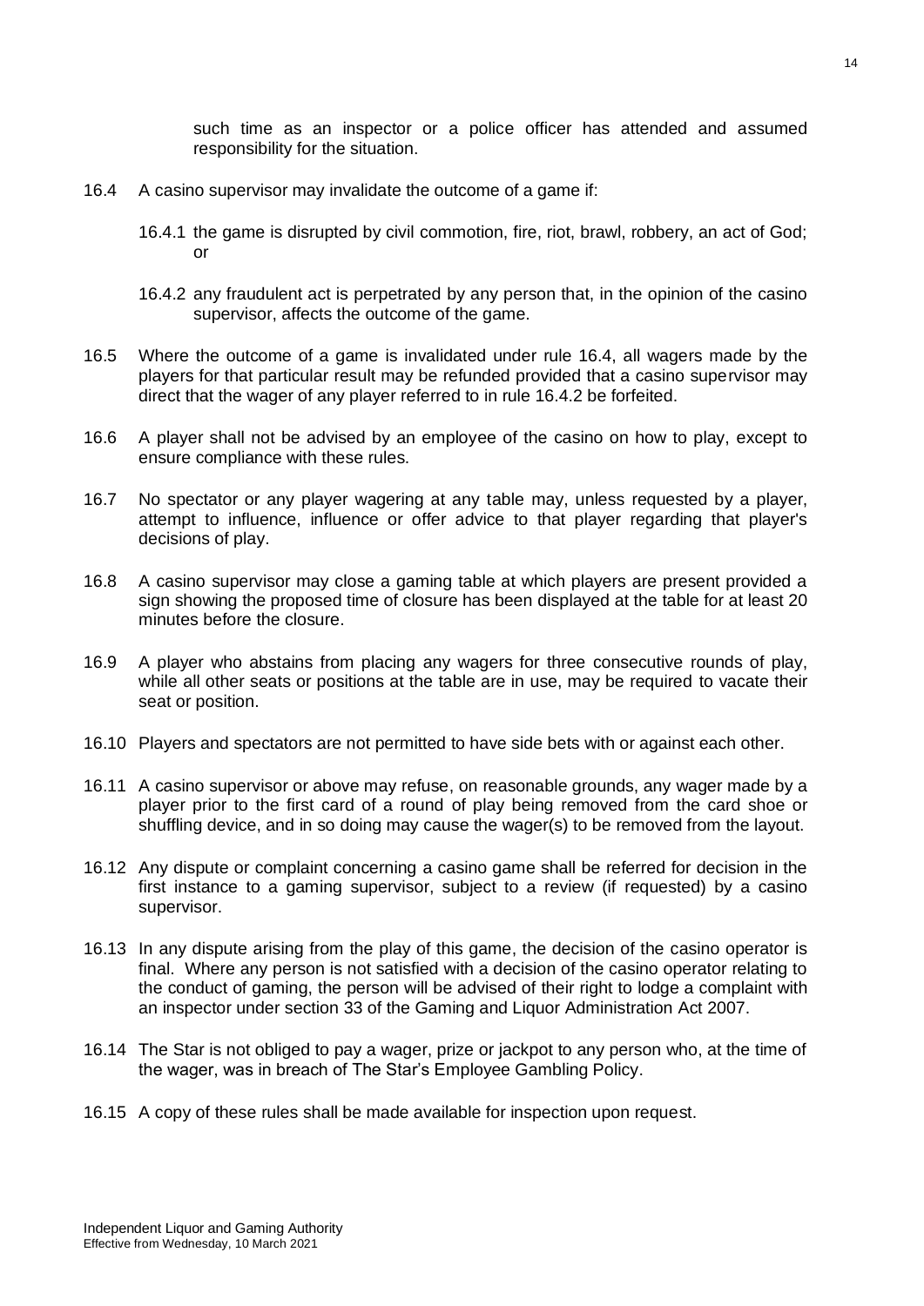such time as an inspector or a police officer has attended and assumed responsibility for the situation.

16.4 A casino supervisor may invalidate the outcome of a game if:

16.4.1 the game is disrupted by civil commotion, fire, riot, brawl, robbery, an act of God; or

16.4.2 any fraudulent act is perpetrated by any person that, in the opinion of the casino supervisor, affects the outcome of the game.

16.5 Where the outcome of a game is invalidated under rule 16.4, all wagers made by the players for that particular result may be refunded provided that a casino supervisor may direct that the wager of any player referred to in rule 16.4.2 be forfeited.

16.6 A player shall not be advised by an employee of the casino on how to play, except to ensure compliance with these rules.

16.7 No spectator or any player wagering at any table may, unless requested by a player, attempt to influence, influence or offer advice to that player regarding that player's decisions of play.

16.8 A casino supervisor may close a gaming table at which players are present provided a sign showing the proposed time of closure has been displayed at the table for at least 20 minutes before the closure.

16.9 A player who abstains from placing any wagers for three consecutive rounds of play, while all other seats or positions at the table are in use, may be required to vacate their seat or position.

16.10 Players and spectators are not permitted to have side bets with or against each other.

16.11 A casino supervisor or above may refuse, on reasonable grounds, any wager made by a player prior to the first card of a round of play being removed from the card shoe or shuffling device, and in so doing may cause the wager(s) to be removed from the layout.

16.12 Any dispute or complaint concerning a casino game shall be referred for decision in the first instance to a gaming supervisor, subject to a review (if requested) by a casino supervisor.

16.13 In any dispute arising from the play of this game, the decision of the casino operator is final. Where any person is not satisfied with a decision of the casino operator relating to the conduct of gaming, the person will be advised of their right to lodge a complaint with an inspector under section 33 of the Gaming and Liquor Administration Act 2007.

16.14 The Star is not obliged to pay a wager, prize or jackpot to any person who, at the time of the wager, was in breach of The Star's Employee Gambling Policy.

16.15 A copy of these rules shall be made available for inspection upon request.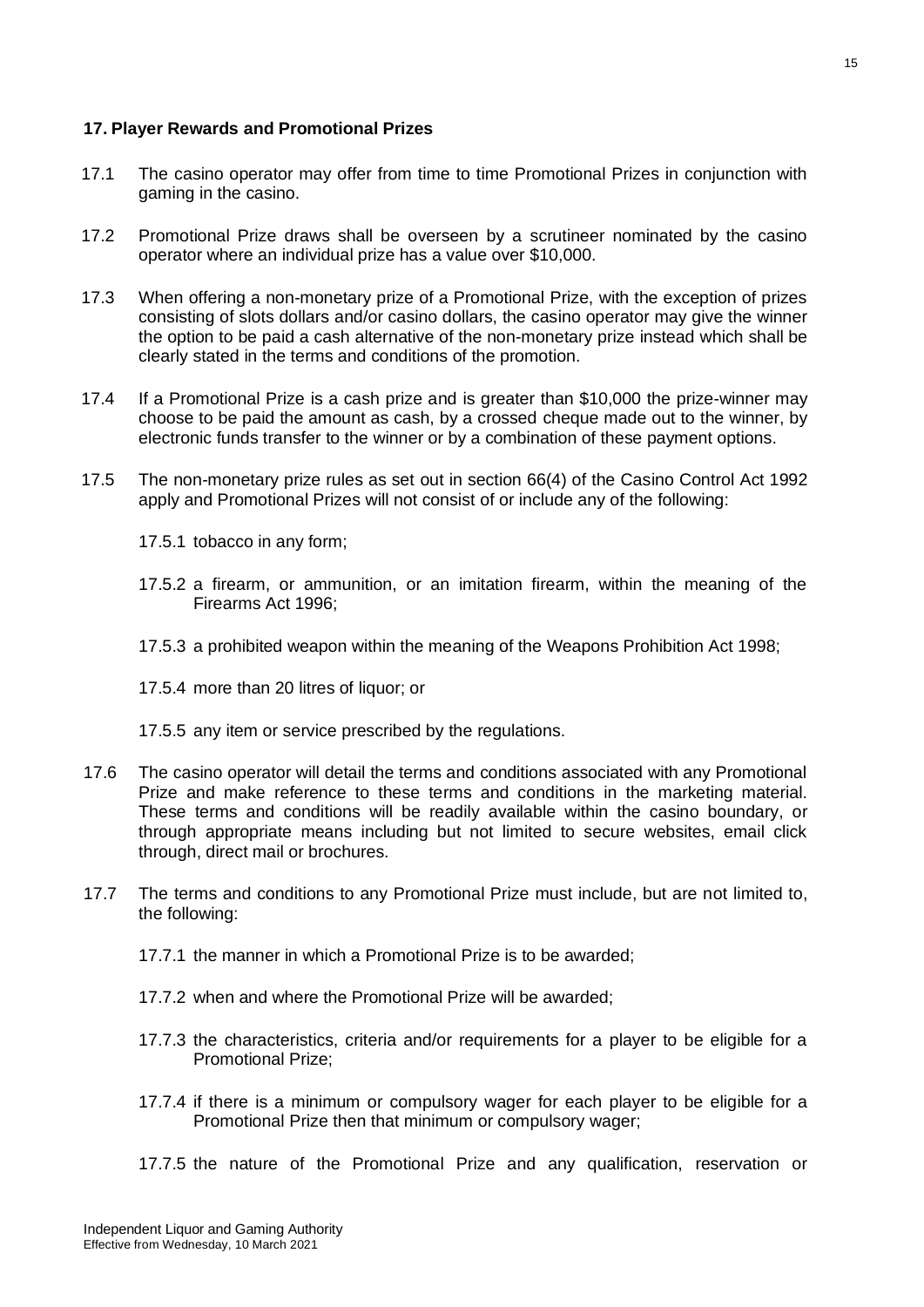## 17. Player Rewards and Promotional Prizes

17.1 The casino operator may offer from time to time Promotional Prizes in conjunction with gaming in the casino.

17.2 Promotional Prize draws shall be overseen by a scrutineer nominated by the casino operator where an individual prize has a value over $10,000.

17.3 When offering a non-monetary prize of a Promotional Prize, with the exception of prizes consisting of slots dollars and/or casino dollars, the casino operator may give the winner the option to be paid a cash alternative of the non-monetary prize instead which shall be clearly stated in the terms and conditions of the promotion.

17.4 If a Promotional Prize is a cash prize and is greater than $10,000 the prize-winner may choose to be paid the amount as cash, by a crossed cheque made out to the winner, by electronic funds transfer to the winner or by a combination of these payment options.

17.5 The non-monetary prize rules as set out in section 66(4) of the Casino Control Act 1992 apply and Promotional Prizes will not consist of or include any of the following:

17.5.1 tobacco in any form;

17.5.2 a firearm, or ammunition, or an imitation firearm, within the meaning of the Firearms Act 1996;

17.5.3 a prohibited weapon within the meaning of the Weapons Prohibition Act 1998;

17.5.4 more than 20 litres of liquor; or

17.5.5 any item or service prescribed by the regulations.

17.6 The casino operator will detail the terms and conditions associated with any Promotional Prize and make reference to these terms and conditions in the marketing material. These terms and conditions will be readily available within the casino boundary, or through appropriate means including but not limited to secure websites, email click through, direct mail or brochures.

17.7 The terms and conditions to any Promotional Prize must include, but are not limited to, the following:

17.7.1 the manner in which a Promotional Prize is to be awarded;

17.7.2 when and where the Promotional Prize will be awarded;

17.7.3 the characteristics, criteria and/or requirements for a player to be eligible for a Promotional Prize;

17.7.4 if there is a minimum or compulsory wager for each player to be eligible for a Promotional Prize then that minimum or compulsory wager;

17.7.5 the nature of the Promotional Prize and any qualification, reservation or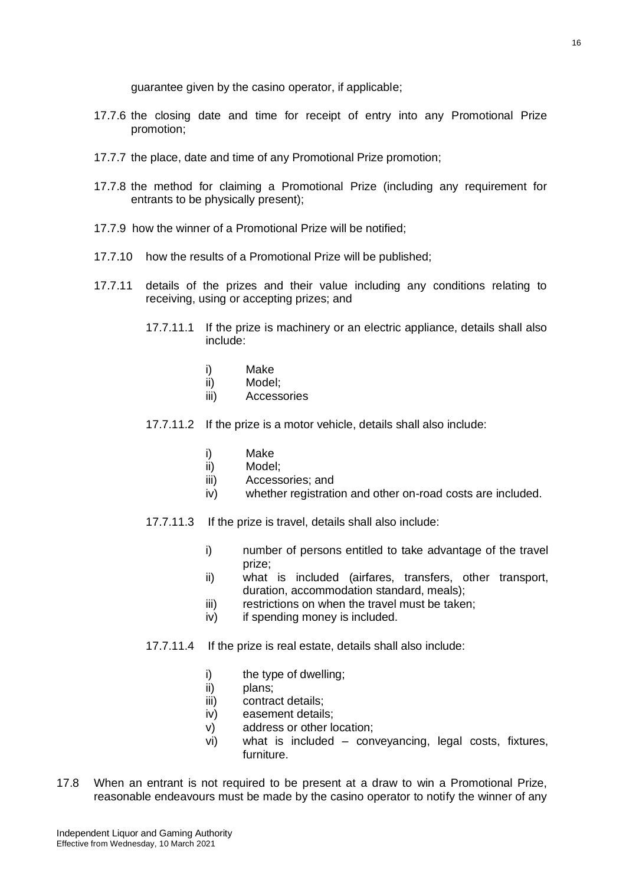guarantee given by the casino operator, if applicable;

17.7.6 the closing date and time for receipt of entry into any Promotional Prize promotion;

17.7.7 the place, date and time of any Promotional Prize promotion;

17.7.8 the method for claiming a Promotional Prize (including any requirement for entrants to be physically present);

17.7.9 how the winner of a Promotional Prize will be notified;

17.7.10 how the results of a Promotional Prize will be published;

17.7.11 details of the prizes and their value including any conditions relating to receiving, using or accepting prizes; and

17.7.11.1 If the prize is machinery or an electric appliance, details shall also include:

i) Make
ii) Model;
iii) Accessories

17.7.11.2 If the prize is a motor vehicle, details shall also include:

i) Make
ii) Model;
iii) Accessories; and
iv) whether registration and other on-road costs are included.

17.7.11.3 If the prize is travel, details shall also include:

i) number of persons entitled to take advantage of the travel prize;
ii) what is included (airfares, transfers, other transport, duration, accommodation standard, meals);
iii) restrictions on when the travel must be taken;
iv) if spending money is included.

17.7.11.4 If the prize is real estate, details shall also include:

i) the type of dwelling;
ii) plans;
iii) contract details;
iv) easement details;
v) address or other location;
vi) what is included – conveyancing, legal costs, fixtures, furniture.

17.8 When an entrant is not required to be present at a draw to win a Promotional Prize, reasonable endeavours must be made by the casino operator to notify the winner of any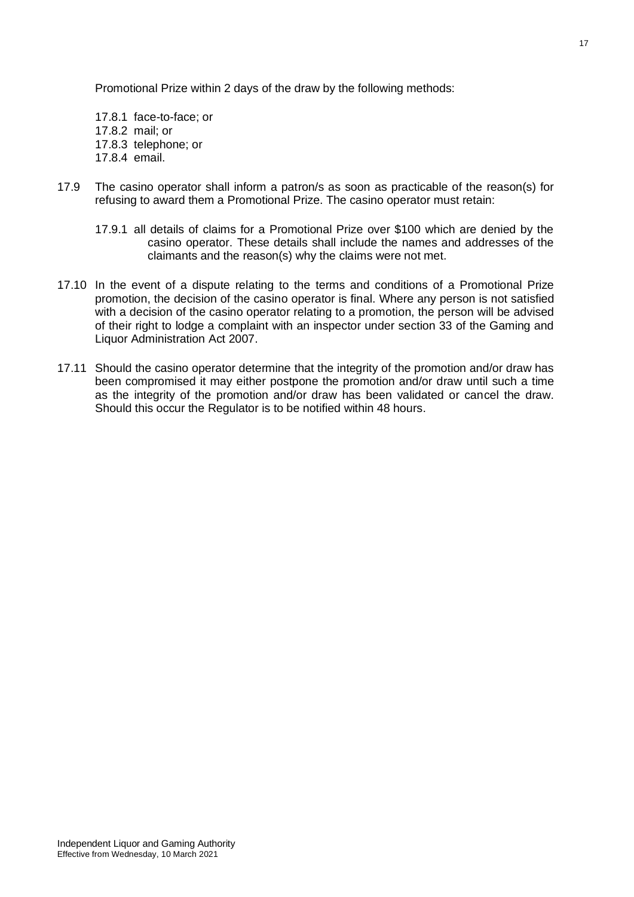Promotional Prize within 2 days of the draw by the following methods:

- 17.8.1 face-to-face; or
- 17.8.2 mail; or
- 17.8.3 telephone; or
- 17.8.4 email.

17.9 The casino operator shall inform a patron/s as soon as practicable of the reason(s) for refusing to award them a Promotional Prize. The casino operator must retain:

- 17.9.1 all details of claims for a Promotional Prize over $100 which are denied by the casino operator. These details shall include the names and addresses of the claimants and the reason(s) why the claims were not met.

17.10 In the event of a dispute relating to the terms and conditions of a Promotional Prize promotion, the decision of the casino operator is final. Where any person is not satisfied with a decision of the casino operator relating to a promotion, the person will be advised of their right to lodge a complaint with an inspector under section 33 of the Gaming and Liquor Administration Act 2007.

17.11 Should the casino operator determine that the integrity of the promotion and/or draw has been compromised it may either postpone the promotion and/or draw until such a time as the integrity of the promotion and/or draw has been validated or cancel the draw. Should this occur the Regulator is to be notified within 48 hours.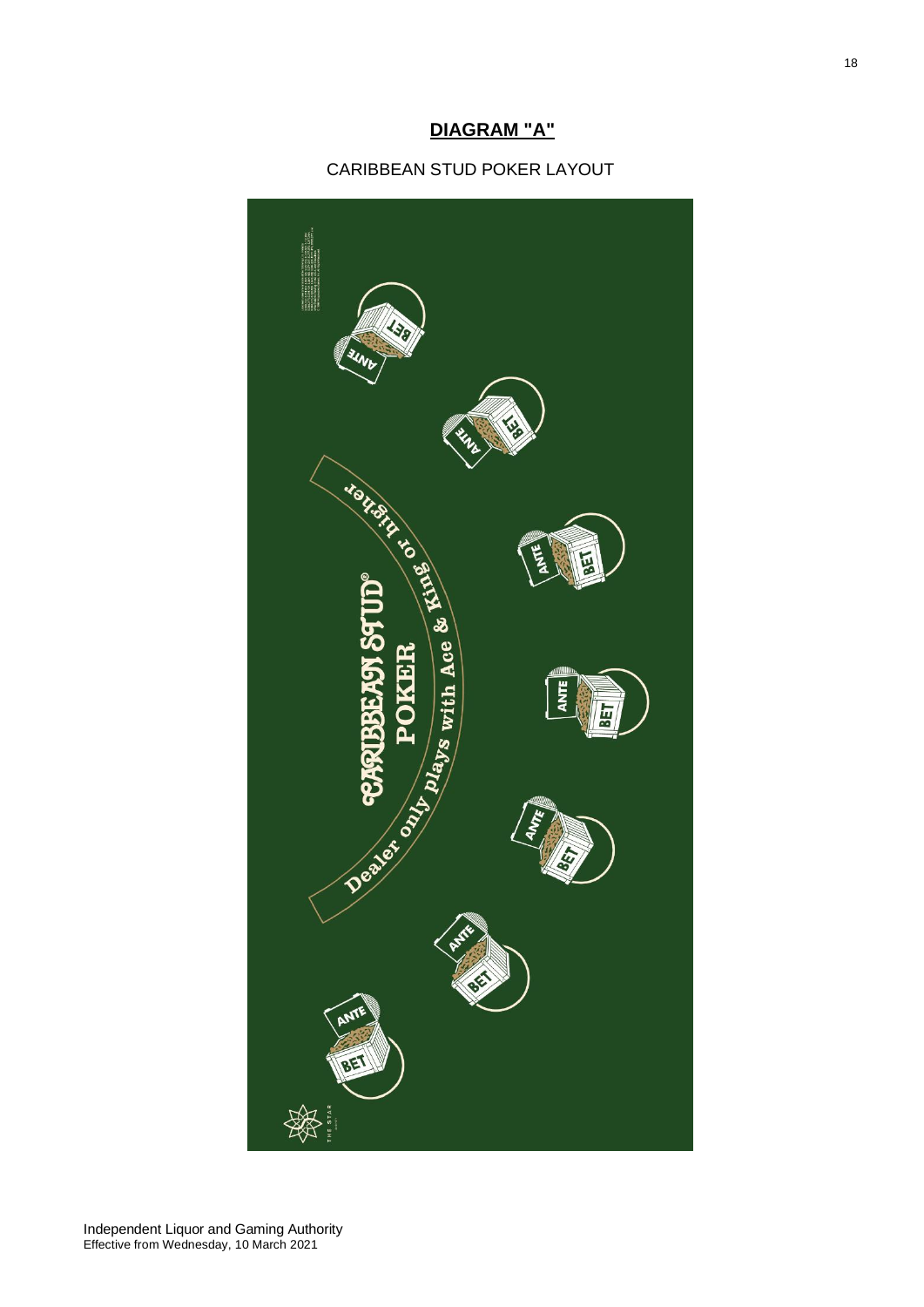## DIAGRAM "A"

CARIBBEAN STUD POKER LAYOUT

CARIBBEAN STUD®

POKER

Dealer only plays with Ace & King or higher

ANTE

BET

Independent Liquor and Gaming Authority
Effective from Wednesday, 10 March 2021